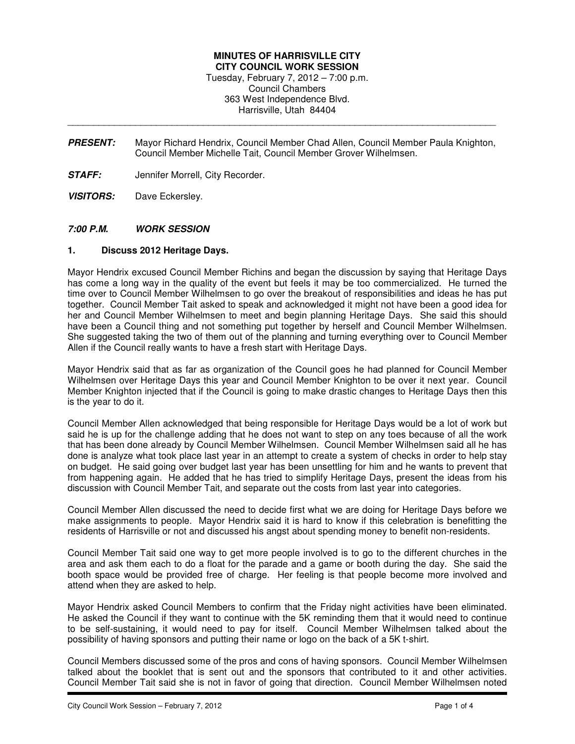**MINUTES OF HARRISVILLE CITY**
**CITY COUNCIL WORK SESSION**
Tuesday, February 7, 2012 – 7:00 p.m.
Council Chambers
363 West Independence Blvd.
Harrisville, Utah 84404

---

***PRESENT:*** Mayor Richard Hendrix, Council Member Chad Allen, Council Member Paula Knighton, Council Member Michelle Tait, Council Member Grover Wilhelmsen.

***STAFF:*** Jennifer Morrell, City Recorder.

***VISITORS:*** Dave Eckersley.

***7:00 P.M. WORK SESSION***

**1. Discuss 2012 Heritage Days.**

Mayor Hendrix excused Council Member Richins and began the discussion by saying that Heritage Days has come a long way in the quality of the event but feels it may be too commercialized. He turned the time over to Council Member Wilhelmsen to go over the breakout of responsibilities and ideas he has put together. Council Member Tait asked to speak and acknowledged it might not have been a good idea for her and Council Member Wilhelmsen to meet and begin planning Heritage Days. She said this should have been a Council thing and not something put together by herself and Council Member Wilhelmsen. She suggested taking the two of them out of the planning and turning everything over to Council Member Allen if the Council really wants to have a fresh start with Heritage Days.

Mayor Hendrix said that as far as organization of the Council goes he had planned for Council Member Wilhelmsen over Heritage Days this year and Council Member Knighton to be over it next year. Council Member Knighton injected that if the Council is going to make drastic changes to Heritage Days then this is the year to do it.

Council Member Allen acknowledged that being responsible for Heritage Days would be a lot of work but said he is up for the challenge adding that he does not want to step on any toes because of all the work that has been done already by Council Member Wilhelmsen. Council Member Wilhelmsen said all he has done is analyze what took place last year in an attempt to create a system of checks in order to help stay on budget. He said going over budget last year has been unsettling for him and he wants to prevent that from happening again. He added that he has tried to simplify Heritage Days, present the ideas from his discussion with Council Member Tait, and separate out the costs from last year into categories.

Council Member Allen discussed the need to decide first what we are doing for Heritage Days before we make assignments to people. Mayor Hendrix said it is hard to know if this celebration is benefitting the residents of Harrisville or not and discussed his angst about spending money to benefit non-residents.

Council Member Tait said one way to get more people involved is to go to the different churches in the area and ask them each to do a float for the parade and a game or booth during the day. She said the booth space would be provided free of charge. Her feeling is that people become more involved and attend when they are asked to help.

Mayor Hendrix asked Council Members to confirm that the Friday night activities have been eliminated. He asked the Council if they want to continue with the 5K reminding them that it would need to continue to be self-sustaining, it would need to pay for itself. Council Member Wilhelmsen talked about the possibility of having sponsors and putting their name or logo on the back of a 5K t-shirt.

Council Members discussed some of the pros and cons of having sponsors. Council Member Wilhelmsen talked about the booklet that is sent out and the sponsors that contributed to it and other activities. Council Member Tait said she is not in favor of going that direction. Council Member Wilhelmsen noted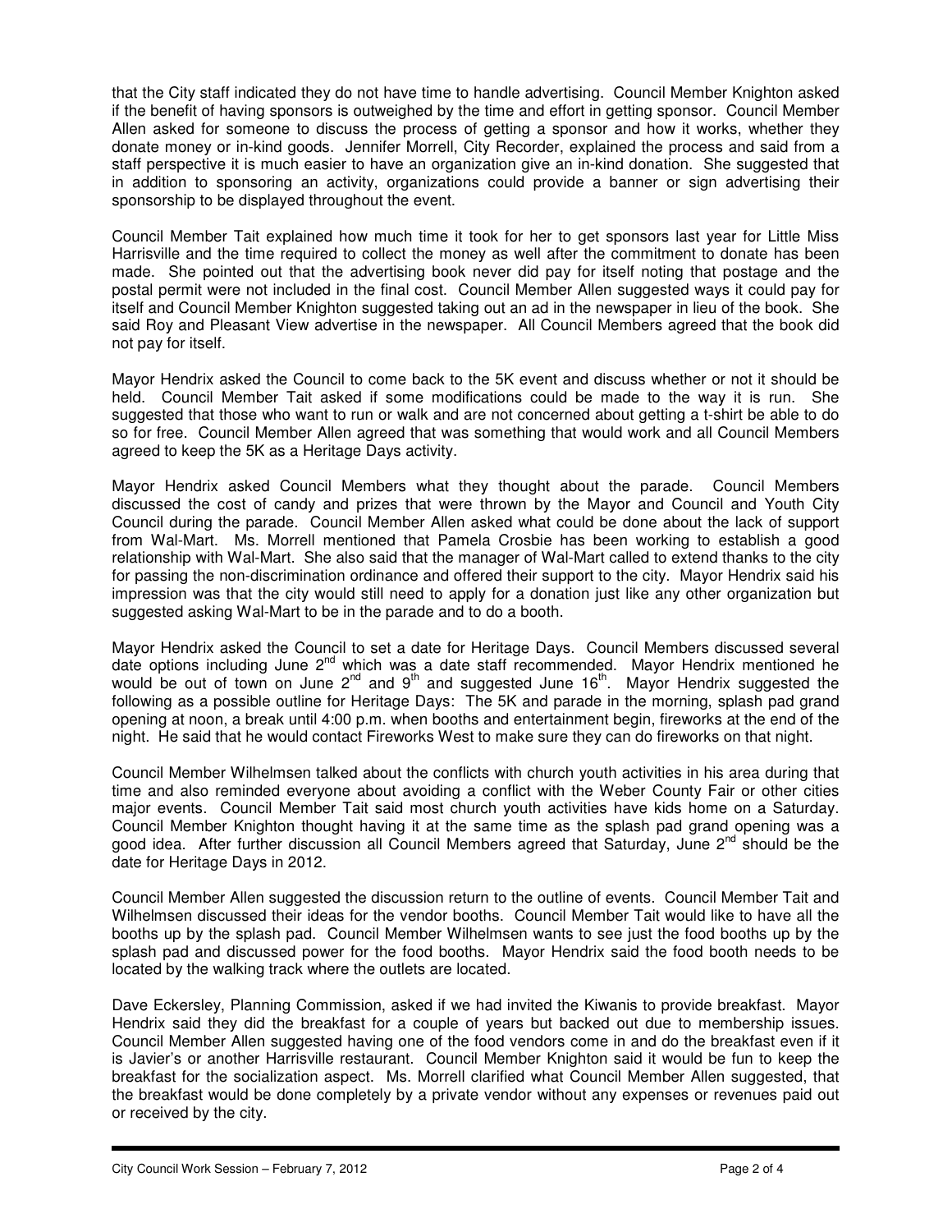that the City staff indicated they do not have time to handle advertising. Council Member Knighton asked if the benefit of having sponsors is outweighed by the time and effort in getting sponsor. Council Member Allen asked for someone to discuss the process of getting a sponsor and how it works, whether they donate money or in-kind goods. Jennifer Morrell, City Recorder, explained the process and said from a staff perspective it is much easier to have an organization give an in-kind donation. She suggested that in addition to sponsoring an activity, organizations could provide a banner or sign advertising their sponsorship to be displayed throughout the event.

Council Member Tait explained how much time it took for her to get sponsors last year for Little Miss Harrisville and the time required to collect the money as well after the commitment to donate has been made. She pointed out that the advertising book never did pay for itself noting that postage and the postal permit were not included in the final cost. Council Member Allen suggested ways it could pay for itself and Council Member Knighton suggested taking out an ad in the newspaper in lieu of the book. She said Roy and Pleasant View advertise in the newspaper. All Council Members agreed that the book did not pay for itself.

Mayor Hendrix asked the Council to come back to the 5K event and discuss whether or not it should be held. Council Member Tait asked if some modifications could be made to the way it is run. She suggested that those who want to run or walk and are not concerned about getting a t-shirt be able to do so for free. Council Member Allen agreed that was something that would work and all Council Members agreed to keep the 5K as a Heritage Days activity.

Mayor Hendrix asked Council Members what they thought about the parade. Council Members discussed the cost of candy and prizes that were thrown by the Mayor and Council and Youth City Council during the parade. Council Member Allen asked what could be done about the lack of support from Wal-Mart. Ms. Morrell mentioned that Pamela Crosbie has been working to establish a good relationship with Wal-Mart. She also said that the manager of Wal-Mart called to extend thanks to the city for passing the non-discrimination ordinance and offered their support to the city. Mayor Hendrix said his impression was that the city would still need to apply for a donation just like any other organization but suggested asking Wal-Mart to be in the parade and to do a booth.

Mayor Hendrix asked the Council to set a date for Heritage Days. Council Members discussed several date options including June 2nd which was a date staff recommended. Mayor Hendrix mentioned he would be out of town on June 2nd and 9th and suggested June 16th. Mayor Hendrix suggested the following as a possible outline for Heritage Days: The 5K and parade in the morning, splash pad grand opening at noon, a break until 4:00 p.m. when booths and entertainment begin, fireworks at the end of the night. He said that he would contact Fireworks West to make sure they can do fireworks on that night.

Council Member Wilhelmsen talked about the conflicts with church youth activities in his area during that time and also reminded everyone about avoiding a conflict with the Weber County Fair or other cities major events. Council Member Tait said most church youth activities have kids home on a Saturday. Council Member Knighton thought having it at the same time as the splash pad grand opening was a good idea. After further discussion all Council Members agreed that Saturday, June 2nd should be the date for Heritage Days in 2012.

Council Member Allen suggested the discussion return to the outline of events. Council Member Tait and Wilhelmsen discussed their ideas for the vendor booths. Council Member Tait would like to have all the booths up by the splash pad. Council Member Wilhelmsen wants to see just the food booths up by the splash pad and discussed power for the food booths. Mayor Hendrix said the food booth needs to be located by the walking track where the outlets are located.

Dave Eckersley, Planning Commission, asked if we had invited the Kiwanis to provide breakfast. Mayor Hendrix said they did the breakfast for a couple of years but backed out due to membership issues. Council Member Allen suggested having one of the food vendors come in and do the breakfast even if it is Javier's or another Harrisville restaurant. Council Member Knighton said it would be fun to keep the breakfast for the socialization aspect. Ms. Morrell clarified what Council Member Allen suggested, that the breakfast would be done completely by a private vendor without any expenses or revenues paid out or received by the city.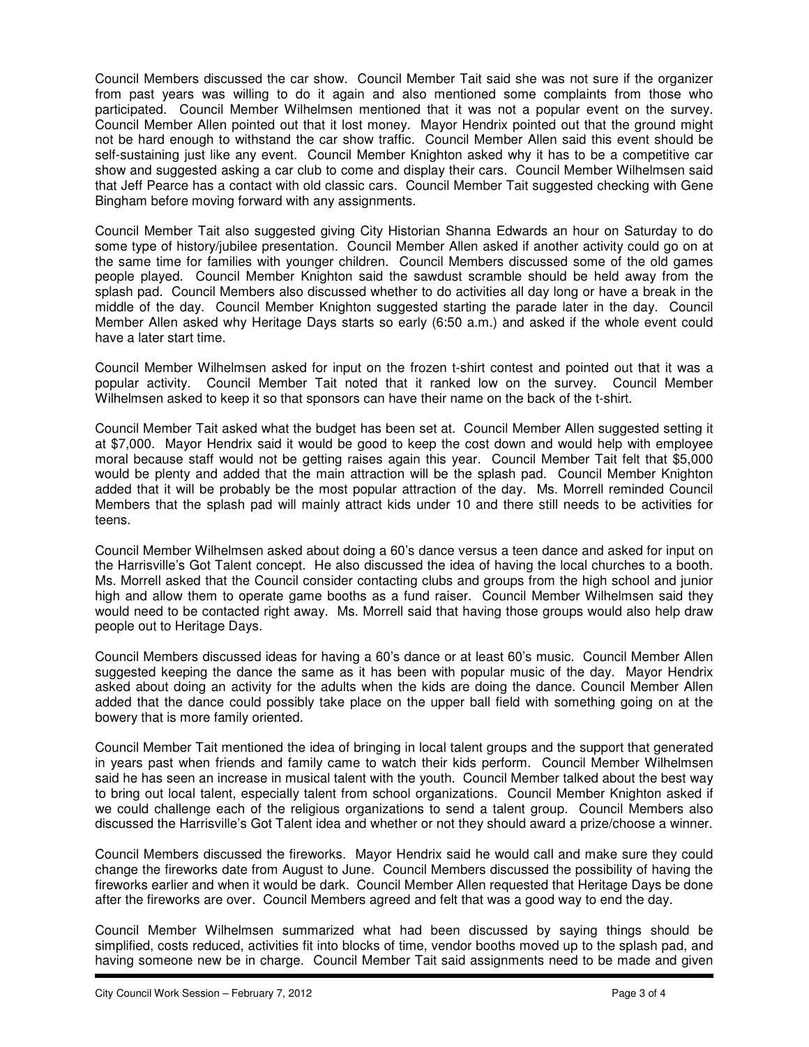Council Members discussed the car show. Council Member Tait said she was not sure if the organizer from past years was willing to do it again and also mentioned some complaints from those who participated. Council Member Wilhelmsen mentioned that it was not a popular event on the survey. Council Member Allen pointed out that it lost money. Mayor Hendrix pointed out that the ground might not be hard enough to withstand the car show traffic. Council Member Allen said this event should be self-sustaining just like any event. Council Member Knighton asked why it has to be a competitive car show and suggested asking a car club to come and display their cars. Council Member Wilhelmsen said that Jeff Pearce has a contact with old classic cars. Council Member Tait suggested checking with Gene Bingham before moving forward with any assignments.

Council Member Tait also suggested giving City Historian Shanna Edwards an hour on Saturday to do some type of history/jubilee presentation. Council Member Allen asked if another activity could go on at the same time for families with younger children. Council Members discussed some of the old games people played. Council Member Knighton said the sawdust scramble should be held away from the splash pad. Council Members also discussed whether to do activities all day long or have a break in the middle of the day. Council Member Knighton suggested starting the parade later in the day. Council Member Allen asked why Heritage Days starts so early (6:50 a.m.) and asked if the whole event could have a later start time.

Council Member Wilhelmsen asked for input on the frozen t-shirt contest and pointed out that it was a popular activity. Council Member Tait noted that it ranked low on the survey. Council Member Wilhelmsen asked to keep it so that sponsors can have their name on the back of the t-shirt.

Council Member Tait asked what the budget has been set at. Council Member Allen suggested setting it at $7,000. Mayor Hendrix said it would be good to keep the cost down and would help with employee moral because staff would not be getting raises again this year. Council Member Tait felt that $5,000 would be plenty and added that the main attraction will be the splash pad. Council Member Knighton added that it will be probably be the most popular attraction of the day. Ms. Morrell reminded Council Members that the splash pad will mainly attract kids under 10 and there still needs to be activities for teens.

Council Member Wilhelmsen asked about doing a 60's dance versus a teen dance and asked for input on the Harrisville's Got Talent concept. He also discussed the idea of having the local churches to a booth. Ms. Morrell asked that the Council consider contacting clubs and groups from the high school and junior high and allow them to operate game booths as a fund raiser. Council Member Wilhelmsen said they would need to be contacted right away. Ms. Morrell said that having those groups would also help draw people out to Heritage Days.

Council Members discussed ideas for having a 60's dance or at least 60's music. Council Member Allen suggested keeping the dance the same as it has been with popular music of the day. Mayor Hendrix asked about doing an activity for the adults when the kids are doing the dance. Council Member Allen added that the dance could possibly take place on the upper ball field with something going on at the bowery that is more family oriented.

Council Member Tait mentioned the idea of bringing in local talent groups and the support that generated in years past when friends and family came to watch their kids perform. Council Member Wilhelmsen said he has seen an increase in musical talent with the youth. Council Member talked about the best way to bring out local talent, especially talent from school organizations. Council Member Knighton asked if we could challenge each of the religious organizations to send a talent group. Council Members also discussed the Harrisville's Got Talent idea and whether or not they should award a prize/choose a winner.

Council Members discussed the fireworks. Mayor Hendrix said he would call and make sure they could change the fireworks date from August to June. Council Members discussed the possibility of having the fireworks earlier and when it would be dark. Council Member Allen requested that Heritage Days be done after the fireworks are over. Council Members agreed and felt that was a good way to end the day.

Council Member Wilhelmsen summarized what had been discussed by saying things should be simplified, costs reduced, activities fit into blocks of time, vendor booths moved up to the splash pad, and having someone new be in charge. Council Member Tait said assignments need to be made and given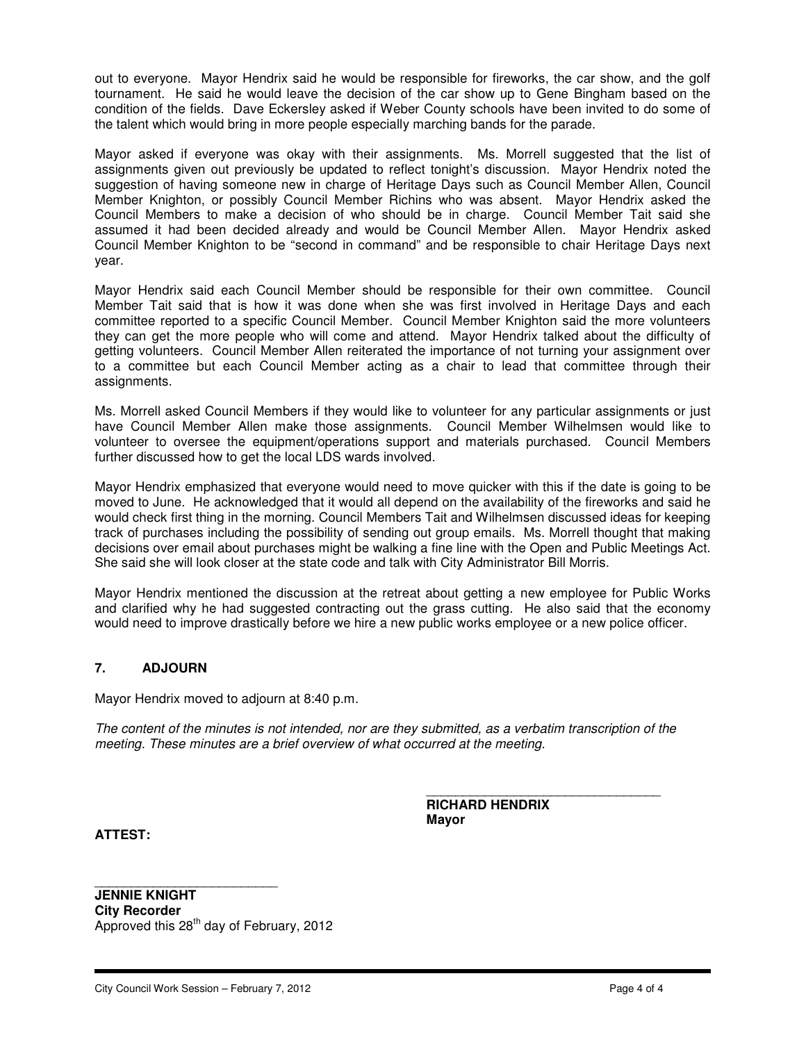out to everyone. Mayor Hendrix said he would be responsible for fireworks, the car show, and the golf tournament. He said he would leave the decision of the car show up to Gene Bingham based on the condition of the fields. Dave Eckersley asked if Weber County schools have been invited to do some of the talent which would bring in more people especially marching bands for the parade.

Mayor asked if everyone was okay with their assignments. Ms. Morrell suggested that the list of assignments given out previously be updated to reflect tonight's discussion. Mayor Hendrix noted the suggestion of having someone new in charge of Heritage Days such as Council Member Allen, Council Member Knighton, or possibly Council Member Richins who was absent. Mayor Hendrix asked the Council Members to make a decision of who should be in charge. Council Member Tait said she assumed it had been decided already and would be Council Member Allen. Mayor Hendrix asked Council Member Knighton to be "second in command" and be responsible to chair Heritage Days next year.

Mayor Hendrix said each Council Member should be responsible for their own committee. Council Member Tait said that is how it was done when she was first involved in Heritage Days and each committee reported to a specific Council Member. Council Member Knighton said the more volunteers they can get the more people who will come and attend. Mayor Hendrix talked about the difficulty of getting volunteers. Council Member Allen reiterated the importance of not turning your assignment over to a committee but each Council Member acting as a chair to lead that committee through their assignments.

Ms. Morrell asked Council Members if they would like to volunteer for any particular assignments or just have Council Member Allen make those assignments. Council Member Wilhelmsen would like to volunteer to oversee the equipment/operations support and materials purchased. Council Members further discussed how to get the local LDS wards involved.

Mayor Hendrix emphasized that everyone would need to move quicker with this if the date is going to be moved to June. He acknowledged that it would all depend on the availability of the fireworks and said he would check first thing in the morning. Council Members Tait and Wilhelmsen discussed ideas for keeping track of purchases including the possibility of sending out group emails. Ms. Morrell thought that making decisions over email about purchases might be walking a fine line with the Open and Public Meetings Act. She said she will look closer at the state code and talk with City Administrator Bill Morris.

Mayor Hendrix mentioned the discussion at the retreat about getting a new employee for Public Works and clarified why he had suggested contracting out the grass cutting. He also said that the economy would need to improve drastically before we hire a new public works employee or a new police officer.

## 7. ADJOURN

Mayor Hendrix moved to adjourn at 8:40 p.m.

*The content of the minutes is not intended, nor are they submitted, as a verbatim transcription of the meeting. These minutes are a brief overview of what occurred at the meeting.*

\_\_\_\_\_\_\_\_\_\_\_\_\_\_\_\_\_\_\_\_\_\_\_\_\_\_\_\_\_\_\_\_\_\_\_
**RICHARD HENDRIX**
**Mayor**

**ATTEST:**

\_\_\_\_\_\_\_\_\_\_\_\_\_\_\_\_\_\_\_\_\_\_\_\_\_\_\_\_
**JENNIE KNIGHT**
**City Recorder**
Approved this 28th day of February, 2012